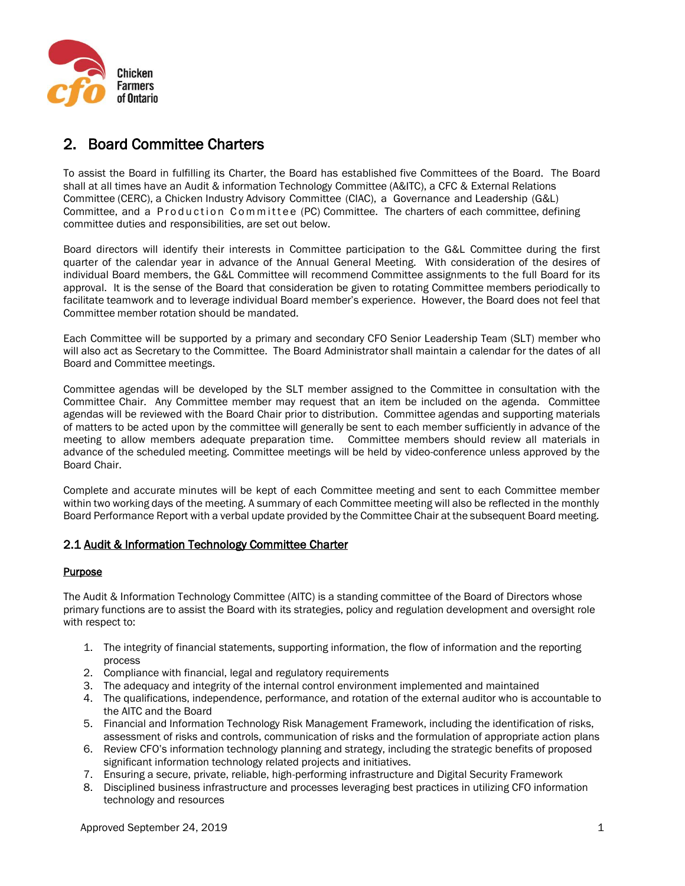# 2. Board Committee Charters

To assist the Board in fulfilling its Charter, the Board has established five Committees of the Board. The Board shall at all times have an Audit & information Technology Committee (A&ITC), a CFC & External Relations Committee (CERC), a Chicken Industry Advisory Committee (CIAC), a Governance and Leadership (G&L) Committee, and a Production Committee (PC) Committee. The charters of each committee, defining committee duties and responsibilities, are set out below.

Board directors will identify their interests in Committee participation to the G&L Committee during the first quarter of the calendar year in advance of the Annual General Meeting. With consideration of the desires of individual Board members, the G&L Committee will recommend Committee assignments to the full Board for its approval. It is the sense of the Board that consideration be given to rotating Committee members periodically to facilitate teamwork and to leverage individual Board member's experience. However, the Board does not feel that Committee member rotation should be mandated.

Each Committee will be supported by a primary and secondary CFO Senior Leadership Team (SLT) member who will also act as Secretary to the Committee. The Board Administrator shall maintain a calendar for the dates of all Board and Committee meetings.

Committee agendas will be developed by the SLT member assigned to the Committee in consultation with the Committee Chair. Any Committee member may request that an item be included on the agenda. Committee agendas will be reviewed with the Board Chair prior to distribution. Committee agendas and supporting materials of matters to be acted upon by the committee will generally be sent to each member sufficiently in advance of the meeting to allow members adequate preparation time. Committee members should review all materials in advance of the scheduled meeting. Committee meetings will be held by video-conference unless approved by the Board Chair.

Complete and accurate minutes will be kept of each Committee meeting and sent to each Committee member within two working days of the meeting. A summary of each Committee meeting will also be reflected in the monthly Board Performance Report with a verbal update provided by the Committee Chair at the subsequent Board meeting.

## 2.1 Audit & Information Technology Committee Charter

### Purpose

The Audit & Information Technology Committee (AITC) is a standing committee of the Board of Directors whose primary functions are to assist the Board with its strategies, policy and regulation development and oversight role with respect to:

1. The integrity of financial statements, supporting information, the flow of information and the reporting process
2. Compliance with financial, legal and regulatory requirements
3. The adequacy and integrity of the internal control environment implemented and maintained
4. The qualifications, independence, performance, and rotation of the external auditor who is accountable to the AITC and the Board
5. Financial and Information Technology Risk Management Framework, including the identification of risks, assessment of risks and controls, communication of risks and the formulation of appropriate action plans
6. Review CFO's information technology planning and strategy, including the strategic benefits of proposed significant information technology related projects and initiatives.
7. Ensuring a secure, private, reliable, high-performing infrastructure and Digital Security Framework
8. Disciplined business infrastructure and processes leveraging best practices in utilizing CFO information technology and resources

Approved September 24, 2019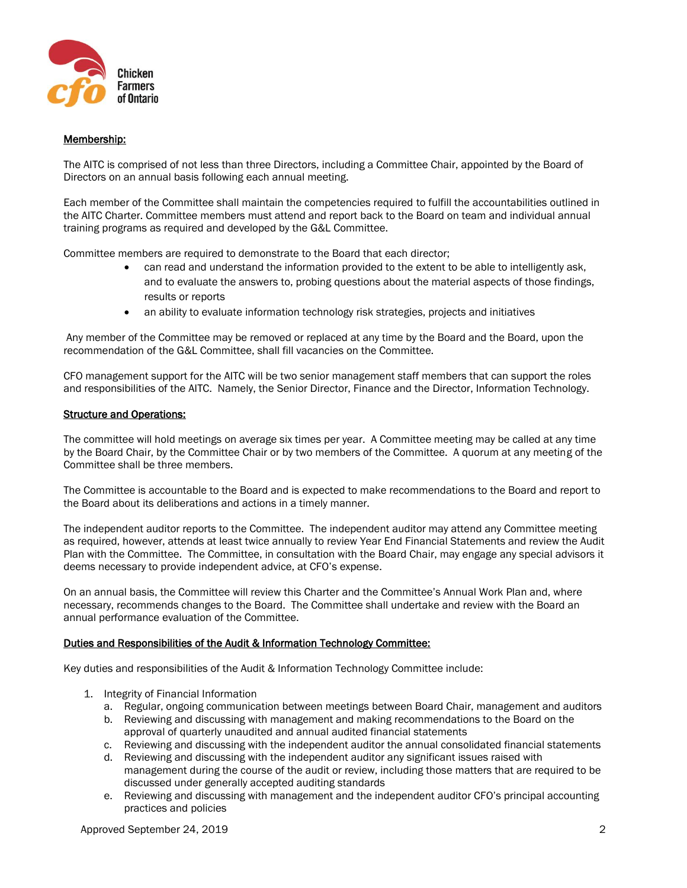**Membership:**

The AITC is comprised of not less than three Directors, including a Committee Chair, appointed by the Board of Directors on an annual basis following each annual meeting.

Each member of the Committee shall maintain the competencies required to fulfill the accountabilities outlined in the AITC Charter. Committee members must attend and report back to the Board on team and individual annual training programs as required and developed by the G&L Committee.

Committee members are required to demonstrate to the Board that each director;

- can read and understand the information provided to the extent to be able to intelligently ask, and to evaluate the answers to, probing questions about the material aspects of those findings, results or reports
- an ability to evaluate information technology risk strategies, projects and initiatives

Any member of the Committee may be removed or replaced at any time by the Board and the Board, upon the recommendation of the G&L Committee, shall fill vacancies on the Committee.

CFO management support for the AITC will be two senior management staff members that can support the roles and responsibilities of the AITC. Namely, the Senior Director, Finance and the Director, Information Technology.

**Structure and Operations:**

The committee will hold meetings on average six times per year. A Committee meeting may be called at any time by the Board Chair, by the Committee Chair or by two members of the Committee. A quorum at any meeting of the Committee shall be three members.

The Committee is accountable to the Board and is expected to make recommendations to the Board and report to the Board about its deliberations and actions in a timely manner.

The independent auditor reports to the Committee. The independent auditor may attend any Committee meeting as required, however, attends at least twice annually to review Year End Financial Statements and review the Audit Plan with the Committee. The Committee, in consultation with the Board Chair, may engage any special advisors it deems necessary to provide independent advice, at CFO's expense.

On an annual basis, the Committee will review this Charter and the Committee's Annual Work Plan and, where necessary, recommends changes to the Board. The Committee shall undertake and review with the Board an annual performance evaluation of the Committee.

**Duties and Responsibilities of the Audit & Information Technology Committee:**

Key duties and responsibilities of the Audit & Information Technology Committee include:

1. Integrity of Financial Information
   a. Regular, ongoing communication between meetings between Board Chair, management and auditors
   b. Reviewing and discussing with management and making recommendations to the Board on the approval of quarterly unaudited and annual audited financial statements
   c. Reviewing and discussing with the independent auditor the annual consolidated financial statements
   d. Reviewing and discussing with the independent auditor any significant issues raised with management during the course of the audit or review, including those matters that are required to be discussed under generally accepted auditing standards
   e. Reviewing and discussing with management and the independent auditor CFO's principal accounting practices and policies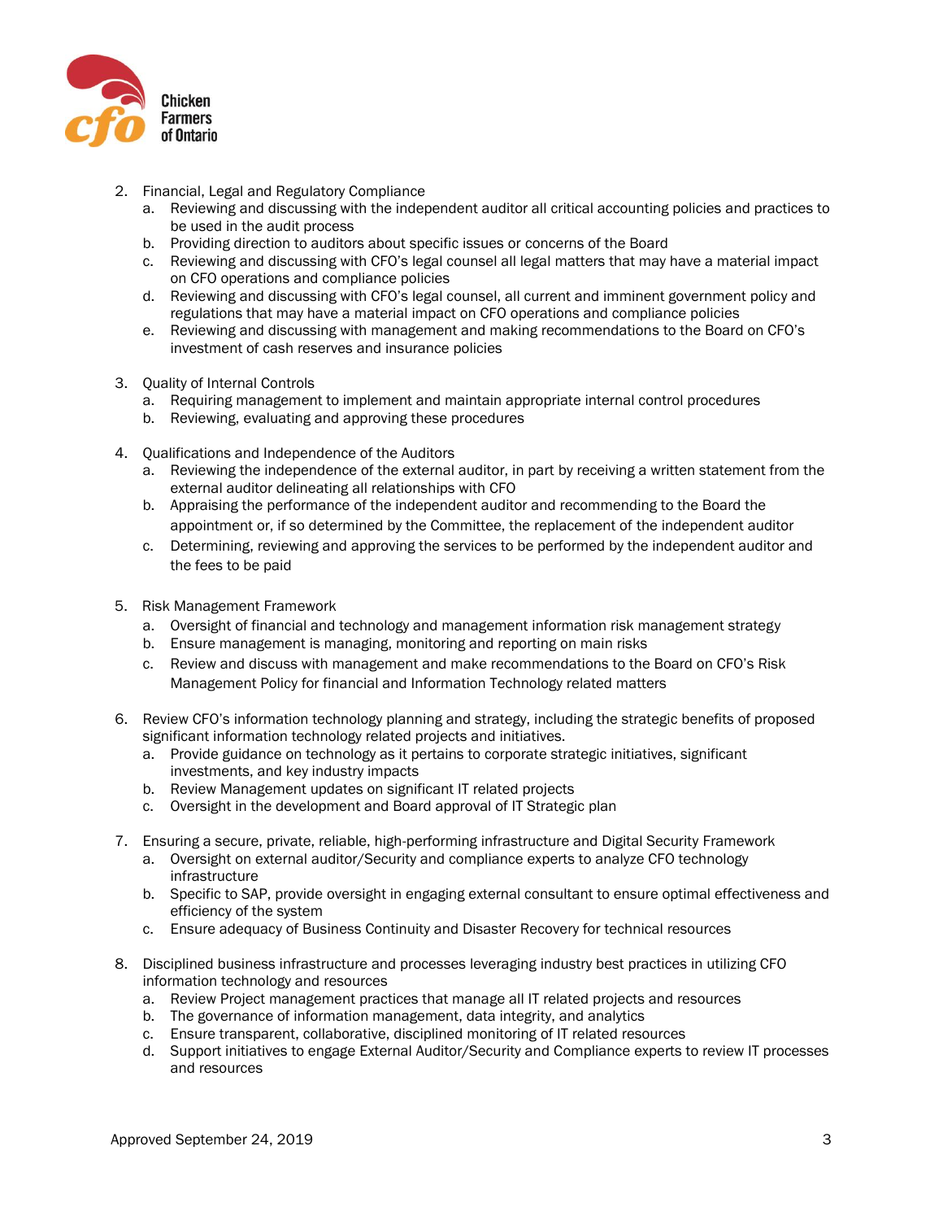2. Financial, Legal and Regulatory Compliance
    a. Reviewing and discussing with the independent auditor all critical accounting policies and practices to be used in the audit process
    b. Providing direction to auditors about specific issues or concerns of the Board
    c. Reviewing and discussing with CFO's legal counsel all legal matters that may have a material impact on CFO operations and compliance policies
    d. Reviewing and discussing with CFO's legal counsel, all current and imminent government policy and regulations that may have a material impact on CFO operations and compliance policies
    e. Reviewing and discussing with management and making recommendations to the Board on CFO's investment of cash reserves and insurance policies

3. Quality of Internal Controls
    a. Requiring management to implement and maintain appropriate internal control procedures
    b. Reviewing, evaluating and approving these procedures

4. Qualifications and Independence of the Auditors
    a. Reviewing the independence of the external auditor, in part by receiving a written statement from the external auditor delineating all relationships with CFO
    b. Appraising the performance of the independent auditor and recommending to the Board the appointment or, if so determined by the Committee, the replacement of the independent auditor
    c. Determining, reviewing and approving the services to be performed by the independent auditor and the fees to be paid

5. Risk Management Framework
    a. Oversight of financial and technology and management information risk management strategy
    b. Ensure management is managing, monitoring and reporting on main risks
    c. Review and discuss with management and make recommendations to the Board on CFO's Risk Management Policy for financial and Information Technology related matters

6. Review CFO's information technology planning and strategy, including the strategic benefits of proposed significant information technology related projects and initiatives.
    a. Provide guidance on technology as it pertains to corporate strategic initiatives, significant investments, and key industry impacts
    b. Review Management updates on significant IT related projects
    c. Oversight in the development and Board approval of IT Strategic plan

7. Ensuring a secure, private, reliable, high-performing infrastructure and Digital Security Framework
    a. Oversight on external auditor/Security and compliance experts to analyze CFO technology infrastructure
    b. Specific to SAP, provide oversight in engaging external consultant to ensure optimal effectiveness and efficiency of the system
    c. Ensure adequacy of Business Continuity and Disaster Recovery for technical resources

8. Disciplined business infrastructure and processes leveraging industry best practices in utilizing CFO information technology and resources
    a. Review Project management practices that manage all IT related projects and resources
    b. The governance of information management, data integrity, and analytics
    c. Ensure transparent, collaborative, disciplined monitoring of IT related resources
    d. Support initiatives to engage External Auditor/Security and Compliance experts to review IT processes and resources

Approved September 24, 2019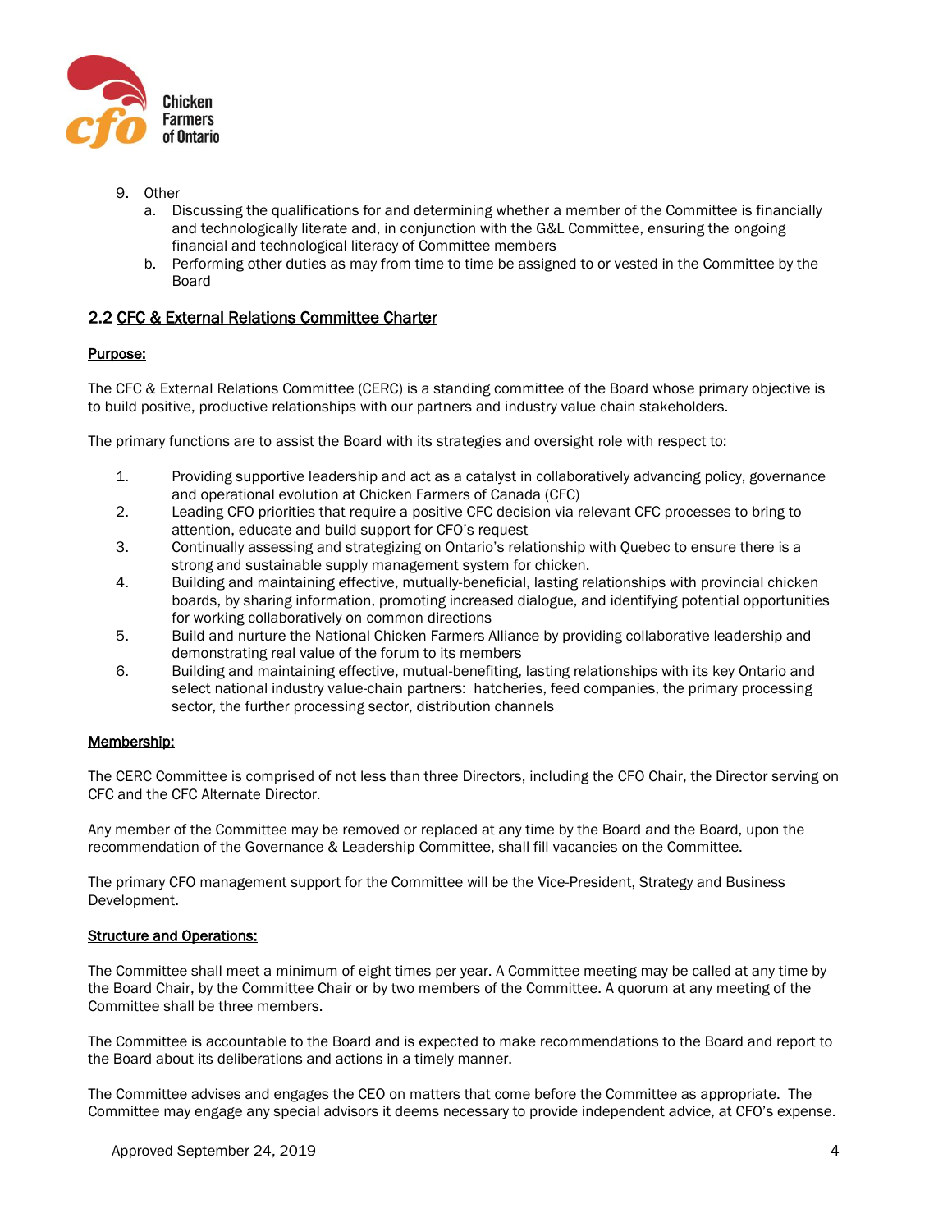9. Other
    a. Discussing the qualifications for and determining whether a member of the Committee is financially and technologically literate and, in conjunction with the G&L Committee, ensuring the ongoing financial and technological literacy of Committee members
    b. Performing other duties as may from time to time be assigned to or vested in the Committee by the Board

## 2.2 CFC & External Relations Committee Charter

### Purpose:

The CFC & External Relations Committee (CERC) is a standing committee of the Board whose primary objective is to build positive, productive relationships with our partners and industry value chain stakeholders.

The primary functions are to assist the Board with its strategies and oversight role with respect to:

1. Providing supportive leadership and act as a catalyst in collaboratively advancing policy, governance and operational evolution at Chicken Farmers of Canada (CFC)
2. Leading CFO priorities that require a positive CFC decision via relevant CFC processes to bring to attention, educate and build support for CFO's request
3. Continually assessing and strategizing on Ontario's relationship with Quebec to ensure there is a strong and sustainable supply management system for chicken.
4. Building and maintaining effective, mutually-beneficial, lasting relationships with provincial chicken boards, by sharing information, promoting increased dialogue, and identifying potential opportunities for working collaboratively on common directions
5. Build and nurture the National Chicken Farmers Alliance by providing collaborative leadership and demonstrating real value of the forum to its members
6. Building and maintaining effective, mutual-benefiting, lasting relationships with its key Ontario and select national industry value-chain partners: hatcheries, feed companies, the primary processing sector, the further processing sector, distribution channels

### Membership:

The CERC Committee is comprised of not less than three Directors, including the CFO Chair, the Director serving on CFC and the CFC Alternate Director.

Any member of the Committee may be removed or replaced at any time by the Board and the Board, upon the recommendation of the Governance & Leadership Committee, shall fill vacancies on the Committee.

The primary CFO management support for the Committee will be the Vice-President, Strategy and Business Development.

### Structure and Operations:

The Committee shall meet a minimum of eight times per year. A Committee meeting may be called at any time by the Board Chair, by the Committee Chair or by two members of the Committee. A quorum at any meeting of the Committee shall be three members.

The Committee is accountable to the Board and is expected to make recommendations to the Board and report to the Board about its deliberations and actions in a timely manner.

The Committee advises and engages the CEO on matters that come before the Committee as appropriate. The Committee may engage any special advisors it deems necessary to provide independent advice, at CFO's expense.

Approved September 24, 2019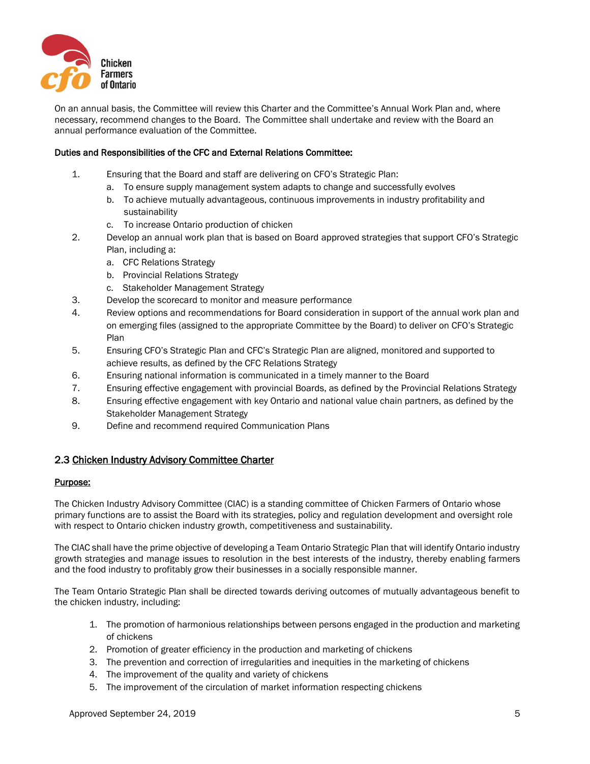On an annual basis, the Committee will review this Charter and the Committee's Annual Work Plan and, where necessary, recommend changes to the Board. The Committee shall undertake and review with the Board an annual performance evaluation of the Committee.

**Duties and Responsibilities of the CFC and External Relations Committee:**

1. Ensuring that the Board and staff are delivering on CFO's Strategic Plan:
   a. To ensure supply management system adapts to change and successfully evolves
   b. To achieve mutually advantageous, continuous improvements in industry profitability and sustainability
   c. To increase Ontario production of chicken
2. Develop an annual work plan that is based on Board approved strategies that support CFO's Strategic Plan, including a:
   a. CFC Relations Strategy
   b. Provincial Relations Strategy
   c. Stakeholder Management Strategy
3. Develop the scorecard to monitor and measure performance
4. Review options and recommendations for Board consideration in support of the annual work plan and on emerging files (assigned to the appropriate Committee by the Board) to deliver on CFO's Strategic Plan
5. Ensuring CFO's Strategic Plan and CFC's Strategic Plan are aligned, monitored and supported to achieve results, as defined by the CFC Relations Strategy
6. Ensuring national information is communicated in a timely manner to the Board
7. Ensuring effective engagement with provincial Boards, as defined by the Provincial Relations Strategy
8. Ensuring effective engagement with key Ontario and national value chain partners, as defined by the Stakeholder Management Strategy
9. Define and recommend required Communication Plans

## 2.3 Chicken Industry Advisory Committee Charter

**Purpose:**

The Chicken Industry Advisory Committee (CIAC) is a standing committee of Chicken Farmers of Ontario whose primary functions are to assist the Board with its strategies, policy and regulation development and oversight role with respect to Ontario chicken industry growth, competitiveness and sustainability.

The CIAC shall have the prime objective of developing a Team Ontario Strategic Plan that will identify Ontario industry growth strategies and manage issues to resolution in the best interests of the industry, thereby enabling farmers and the food industry to profitably grow their businesses in a socially responsible manner.

The Team Ontario Strategic Plan shall be directed towards deriving outcomes of mutually advantageous benefit to the chicken industry, including:

1. The promotion of harmonious relationships between persons engaged in the production and marketing of chickens
2. Promotion of greater efficiency in the production and marketing of chickens
3. The prevention and correction of irregularities and inequities in the marketing of chickens
4. The improvement of the quality and variety of chickens
5. The improvement of the circulation of market information respecting chickens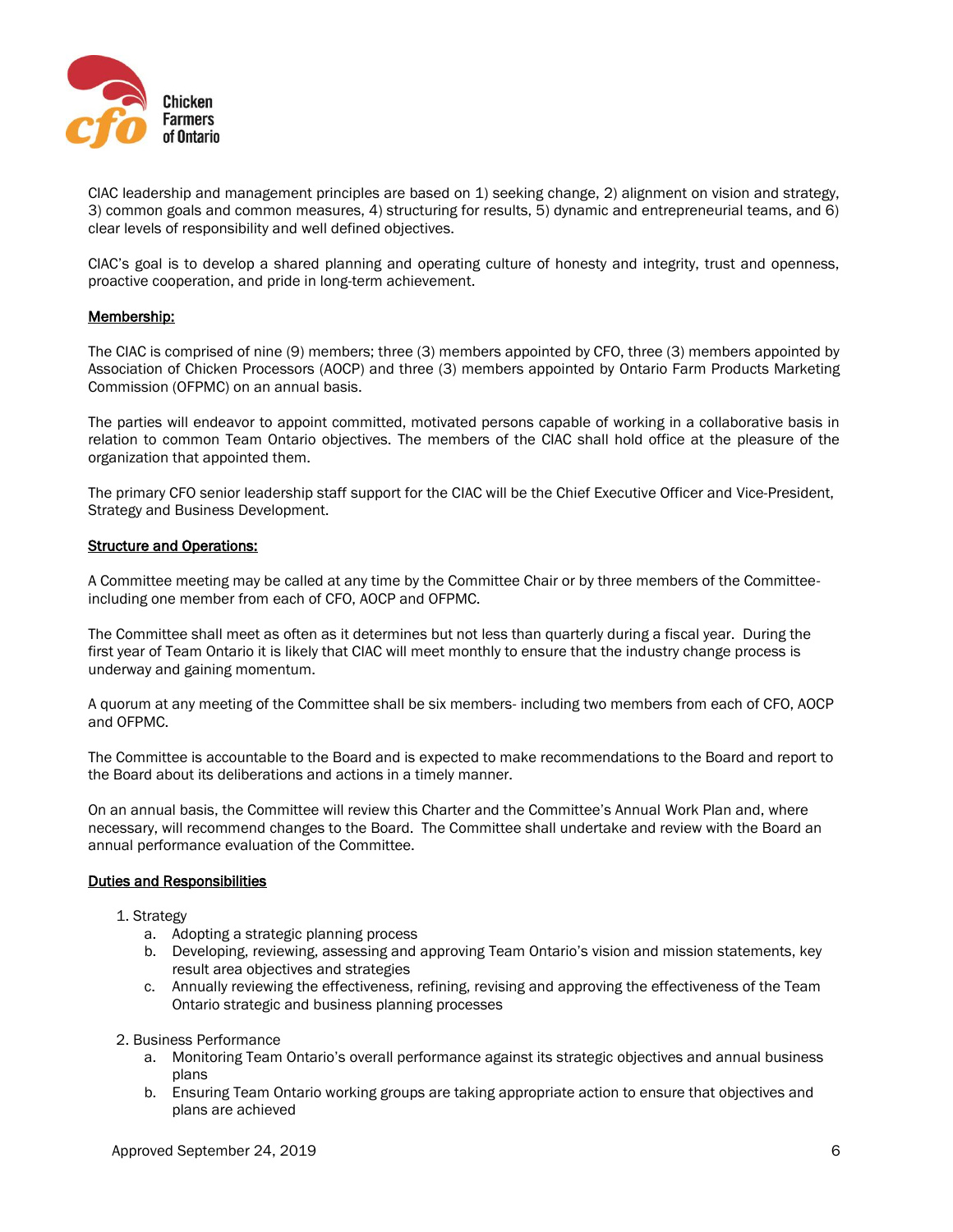CIAC leadership and management principles are based on 1) seeking change, 2) alignment on vision and strategy, 3) common goals and common measures, 4) structuring for results, 5) dynamic and entrepreneurial teams, and 6) clear levels of responsibility and well defined objectives.

CIAC's goal is to develop a shared planning and operating culture of honesty and integrity, trust and openness, proactive cooperation, and pride in long-term achievement.

**Membership:**

The CIAC is comprised of nine (9) members; three (3) members appointed by CFO, three (3) members appointed by Association of Chicken Processors (AOCP) and three (3) members appointed by Ontario Farm Products Marketing Commission (OFPMC) on an annual basis.

The parties will endeavor to appoint committed, motivated persons capable of working in a collaborative basis in relation to common Team Ontario objectives. The members of the CIAC shall hold office at the pleasure of the organization that appointed them.

The primary CFO senior leadership staff support for the CIAC will be the Chief Executive Officer and Vice-President, Strategy and Business Development.

**Structure and Operations:**

A Committee meeting may be called at any time by the Committee Chair or by three members of the Committee- including one member from each of CFO, AOCP and OFPMC.

The Committee shall meet as often as it determines but not less than quarterly during a fiscal year. During the first year of Team Ontario it is likely that CIAC will meet monthly to ensure that the industry change process is underway and gaining momentum.

A quorum at any meeting of the Committee shall be six members- including two members from each of CFO, AOCP and OFPMC.

The Committee is accountable to the Board and is expected to make recommendations to the Board and report to the Board about its deliberations and actions in a timely manner.

On an annual basis, the Committee will review this Charter and the Committee's Annual Work Plan and, where necessary, will recommend changes to the Board. The Committee shall undertake and review with the Board an annual performance evaluation of the Committee.

**Duties and Responsibilities**

1. Strategy
   a. Adopting a strategic planning process
   b. Developing, reviewing, assessing and approving Team Ontario's vision and mission statements, key result area objectives and strategies
   c. Annually reviewing the effectiveness, refining, revising and approving the effectiveness of the Team Ontario strategic and business planning processes

2. Business Performance
   a. Monitoring Team Ontario's overall performance against its strategic objectives and annual business plans
   b. Ensuring Team Ontario working groups are taking appropriate action to ensure that objectives and plans are achieved

Approved September 24, 2019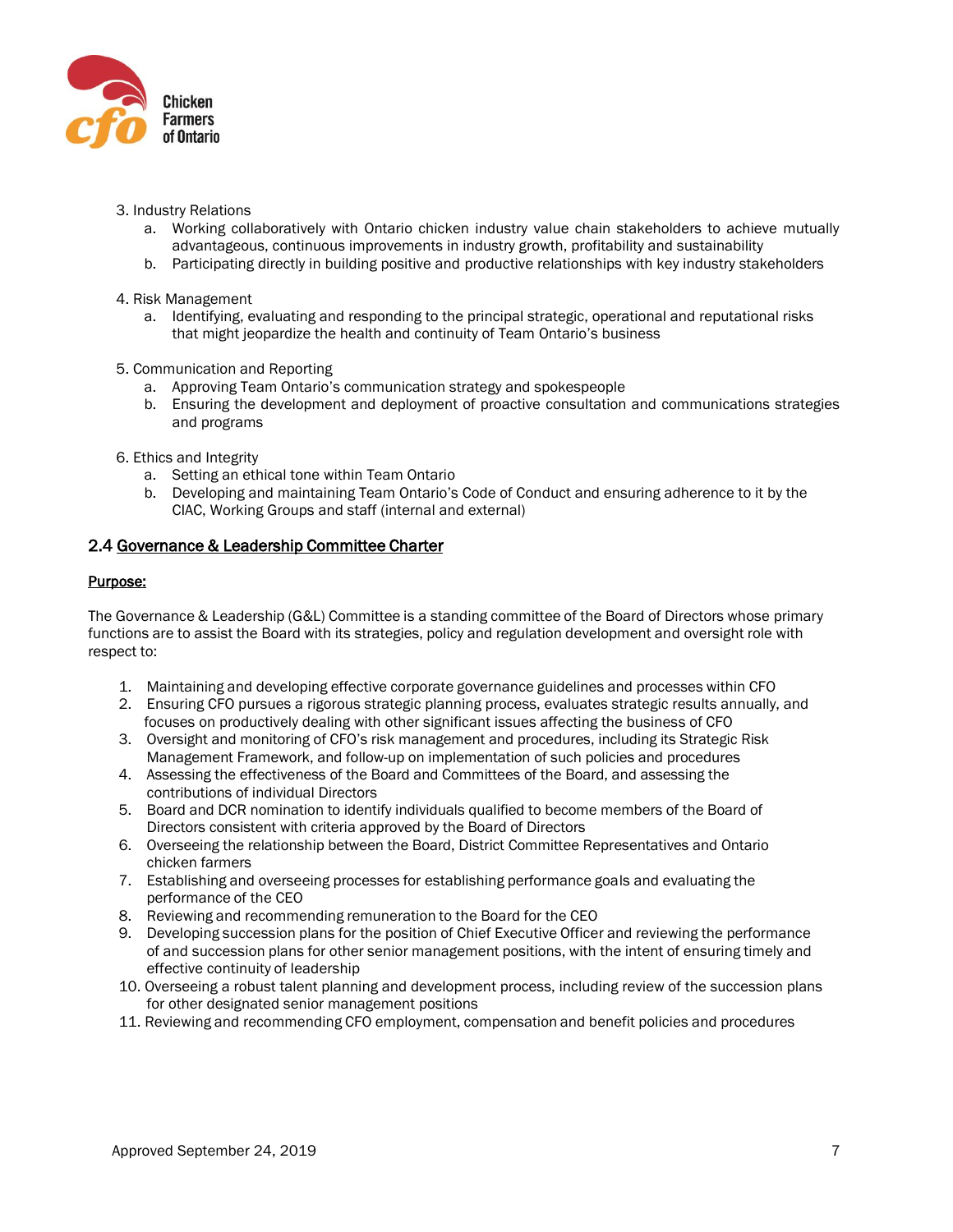3. Industry Relations
    a. Working collaboratively with Ontario chicken industry value chain stakeholders to achieve mutually advantageous, continuous improvements in industry growth, profitability and sustainability
    b. Participating directly in building positive and productive relationships with key industry stakeholders

4. Risk Management
    a. Identifying, evaluating and responding to the principal strategic, operational and reputational risks that might jeopardize the health and continuity of Team Ontario's business

5. Communication and Reporting
    a. Approving Team Ontario's communication strategy and spokespeople
    b. Ensuring the development and deployment of proactive consultation and communications strategies and programs

6. Ethics and Integrity
    a. Setting an ethical tone within Team Ontario
    b. Developing and maintaining Team Ontario's Code of Conduct and ensuring adherence to it by the CIAC, Working Groups and staff (internal and external)

## 2.4 Governance & Leadership Committee Charter

**Purpose:**

The Governance & Leadership (G&L) Committee is a standing committee of the Board of Directors whose primary functions are to assist the Board with its strategies, policy and regulation development and oversight role with respect to:

1. Maintaining and developing effective corporate governance guidelines and processes within CFO
2. Ensuring CFO pursues a rigorous strategic planning process, evaluates strategic results annually, and focuses on productively dealing with other significant issues affecting the business of CFO
3. Oversight and monitoring of CFO's risk management and procedures, including its Strategic Risk Management Framework, and follow-up on implementation of such policies and procedures
4. Assessing the effectiveness of the Board and Committees of the Board, and assessing the contributions of individual Directors
5. Board and DCR nomination to identify individuals qualified to become members of the Board of Directors consistent with criteria approved by the Board of Directors
6. Overseeing the relationship between the Board, District Committee Representatives and Ontario chicken farmers
7. Establishing and overseeing processes for establishing performance goals and evaluating the performance of the CEO
8. Reviewing and recommending remuneration to the Board for the CEO
9. Developing succession plans for the position of Chief Executive Officer and reviewing the performance of and succession plans for other senior management positions, with the intent of ensuring timely and effective continuity of leadership
10. Overseeing a robust talent planning and development process, including review of the succession plans for other designated senior management positions
11. Reviewing and recommending CFO employment, compensation and benefit policies and procedures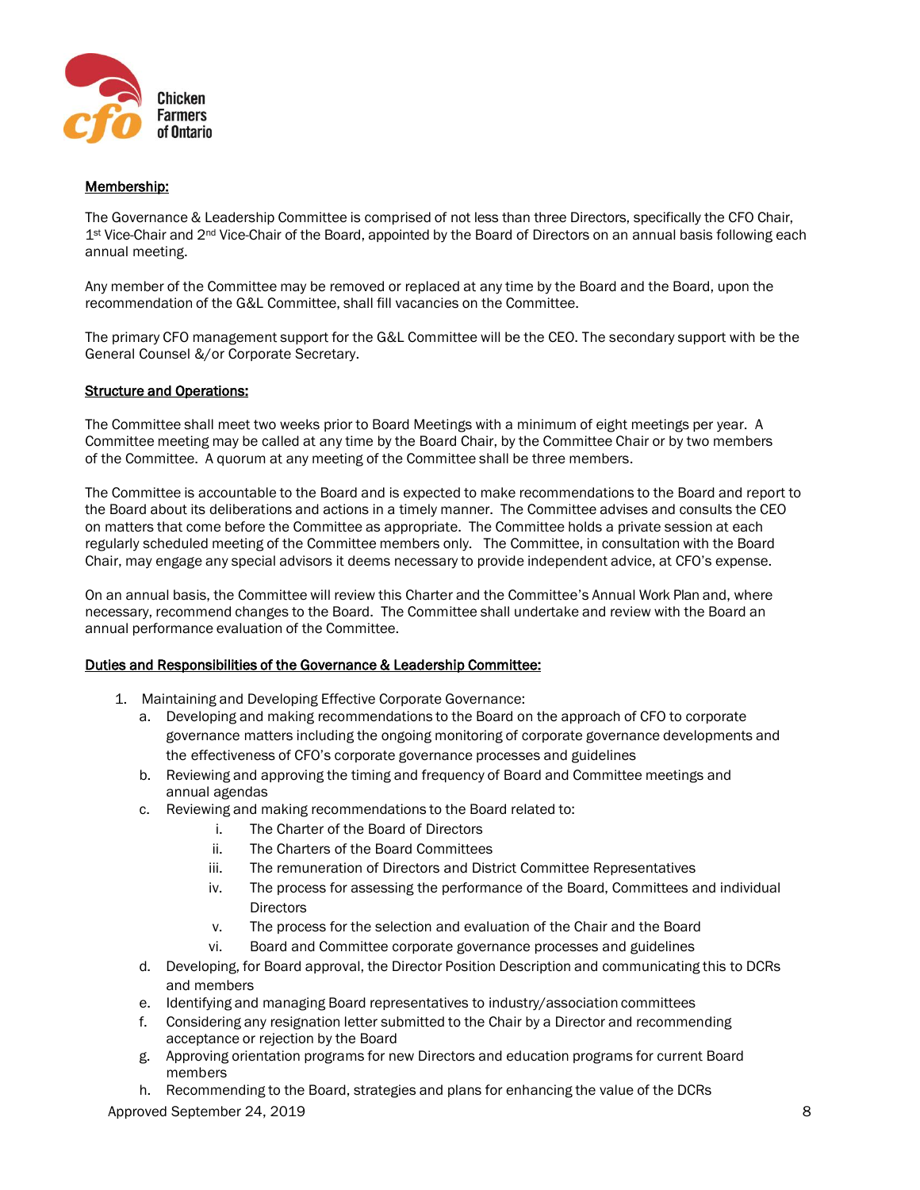**Membership:**

The Governance & Leadership Committee is comprised of not less than three Directors, specifically the CFO Chair, 1st Vice-Chair and 2nd Vice-Chair of the Board, appointed by the Board of Directors on an annual basis following each annual meeting.

Any member of the Committee may be removed or replaced at any time by the Board and the Board, upon the recommendation of the G&L Committee, shall fill vacancies on the Committee.

The primary CFO management support for the G&L Committee will be the CEO. The secondary support with be the General Counsel &/or Corporate Secretary.

**Structure and Operations:**

The Committee shall meet two weeks prior to Board Meetings with a minimum of eight meetings per year. A Committee meeting may be called at any time by the Board Chair, by the Committee Chair or by two members of the Committee. A quorum at any meeting of the Committee shall be three members.

The Committee is accountable to the Board and is expected to make recommendations to the Board and report to the Board about its deliberations and actions in a timely manner. The Committee advises and consults the CEO on matters that come before the Committee as appropriate. The Committee holds a private session at each regularly scheduled meeting of the Committee members only. The Committee, in consultation with the Board Chair, may engage any special advisors it deems necessary to provide independent advice, at CFO's expense.

On an annual basis, the Committee will review this Charter and the Committee's Annual Work Plan and, where necessary, recommend changes to the Board. The Committee shall undertake and review with the Board an annual performance evaluation of the Committee.

**Duties and Responsibilities of the Governance & Leadership Committee:**

1. Maintaining and Developing Effective Corporate Governance:
   a. Developing and making recommendations to the Board on the approach of CFO to corporate governance matters including the ongoing monitoring of corporate governance developments and the effectiveness of CFO's corporate governance processes and guidelines
   b. Reviewing and approving the timing and frequency of Board and Committee meetings and annual agendas
   c. Reviewing and making recommendations to the Board related to:
      i. The Charter of the Board of Directors
      ii. The Charters of the Board Committees
      iii. The remuneration of Directors and District Committee Representatives
      iv. The process for assessing the performance of the Board, Committees and individual Directors
      v. The process for the selection and evaluation of the Chair and the Board
      vi. Board and Committee corporate governance processes and guidelines
   d. Developing, for Board approval, the Director Position Description and communicating this to DCRs and members
   e. Identifying and managing Board representatives to industry/association committees
   f. Considering any resignation letter submitted to the Chair by a Director and recommending acceptance or rejection by the Board
   g. Approving orientation programs for new Directors and education programs for current Board members
   h. Recommending to the Board, strategies and plans for enhancing the value of the DCRs

Approved September 24, 2019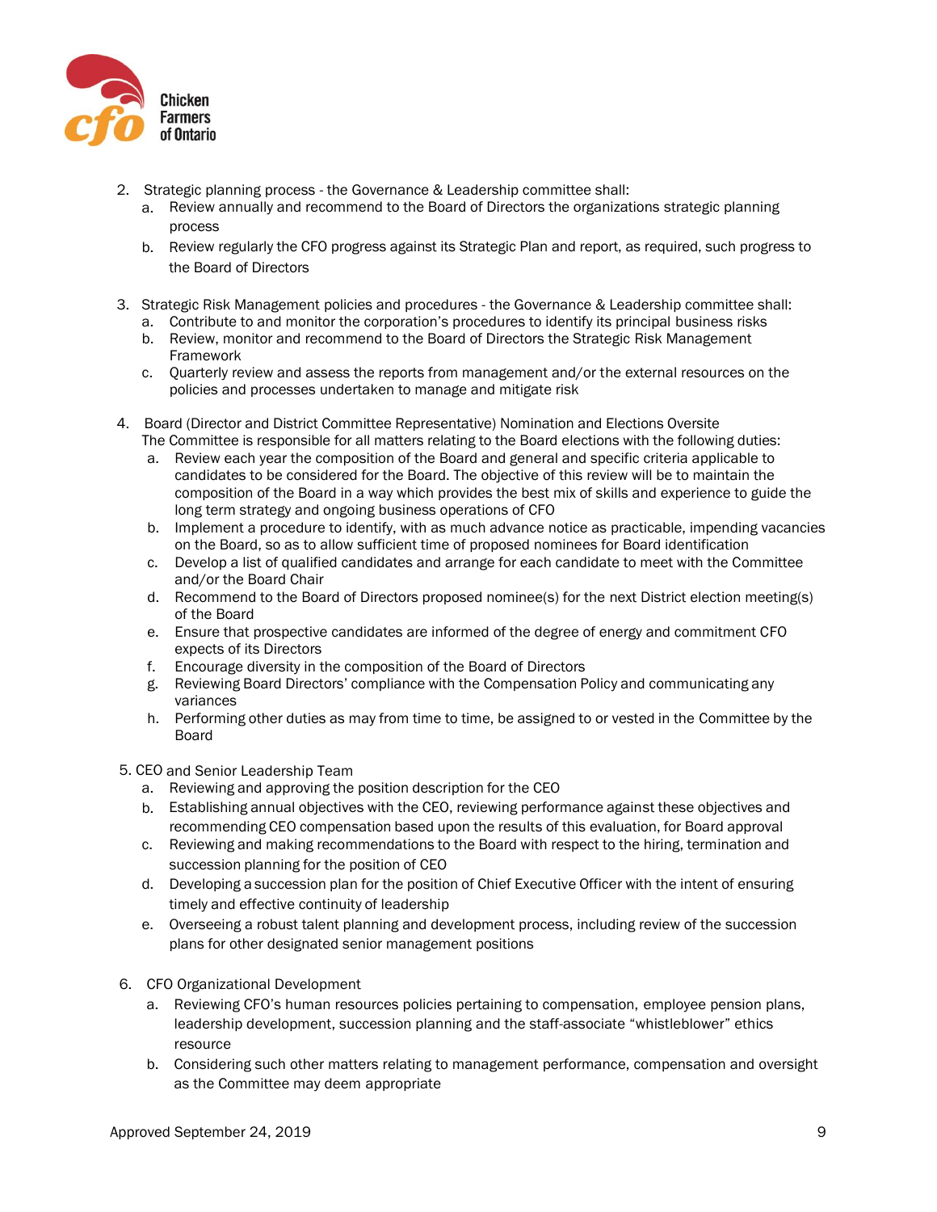2. Strategic planning process - the Governance & Leadership committee shall:
   a. Review annually and recommend to the Board of Directors the organizations strategic planning process
   b. Review regularly the CFO progress against its Strategic Plan and report, as required, such progress to the Board of Directors

3. Strategic Risk Management policies and procedures - the Governance & Leadership committee shall:
   a. Contribute to and monitor the corporation's procedures to identify its principal business risks
   b. Review, monitor and recommend to the Board of Directors the Strategic Risk Management Framework
   c. Quarterly review and assess the reports from management and/or the external resources on the policies and processes undertaken to manage and mitigate risk

4. Board (Director and District Committee Representative) Nomination and Elections Oversite
   The Committee is responsible for all matters relating to the Board elections with the following duties:
   a. Review each year the composition of the Board and general and specific criteria applicable to candidates to be considered for the Board. The objective of this review will be to maintain the composition of the Board in a way which provides the best mix of skills and experience to guide the long term strategy and ongoing business operations of CFO
   b. Implement a procedure to identify, with as much advance notice as practicable, impending vacancies on the Board, so as to allow sufficient time of proposed nominees for Board identification
   c. Develop a list of qualified candidates and arrange for each candidate to meet with the Committee and/or the Board Chair
   d. Recommend to the Board of Directors proposed nominee(s) for the next District election meeting(s) of the Board
   e. Ensure that prospective candidates are informed of the degree of energy and commitment CFO expects of its Directors
   f. Encourage diversity in the composition of the Board of Directors
   g. Reviewing Board Directors' compliance with the Compensation Policy and communicating any variances
   h. Performing other duties as may from time to time, be assigned to or vested in the Committee by the Board

5. CEO and Senior Leadership Team
   a. Reviewing and approving the position description for the CEO
   b. Establishing annual objectives with the CEO, reviewing performance against these objectives and recommending CEO compensation based upon the results of this evaluation, for Board approval
   c. Reviewing and making recommendations to the Board with respect to the hiring, termination and succession planning for the position of CEO
   d. Developing a succession plan for the position of Chief Executive Officer with the intent of ensuring timely and effective continuity of leadership
   e. Overseeing a robust talent planning and development process, including review of the succession plans for other designated senior management positions

6. CFO Organizational Development
   a. Reviewing CFO's human resources policies pertaining to compensation, employee pension plans, leadership development, succession planning and the staff-associate "whistleblower" ethics resource
   b. Considering such other matters relating to management performance, compensation and oversight as the Committee may deem appropriate

Approved September 24, 2019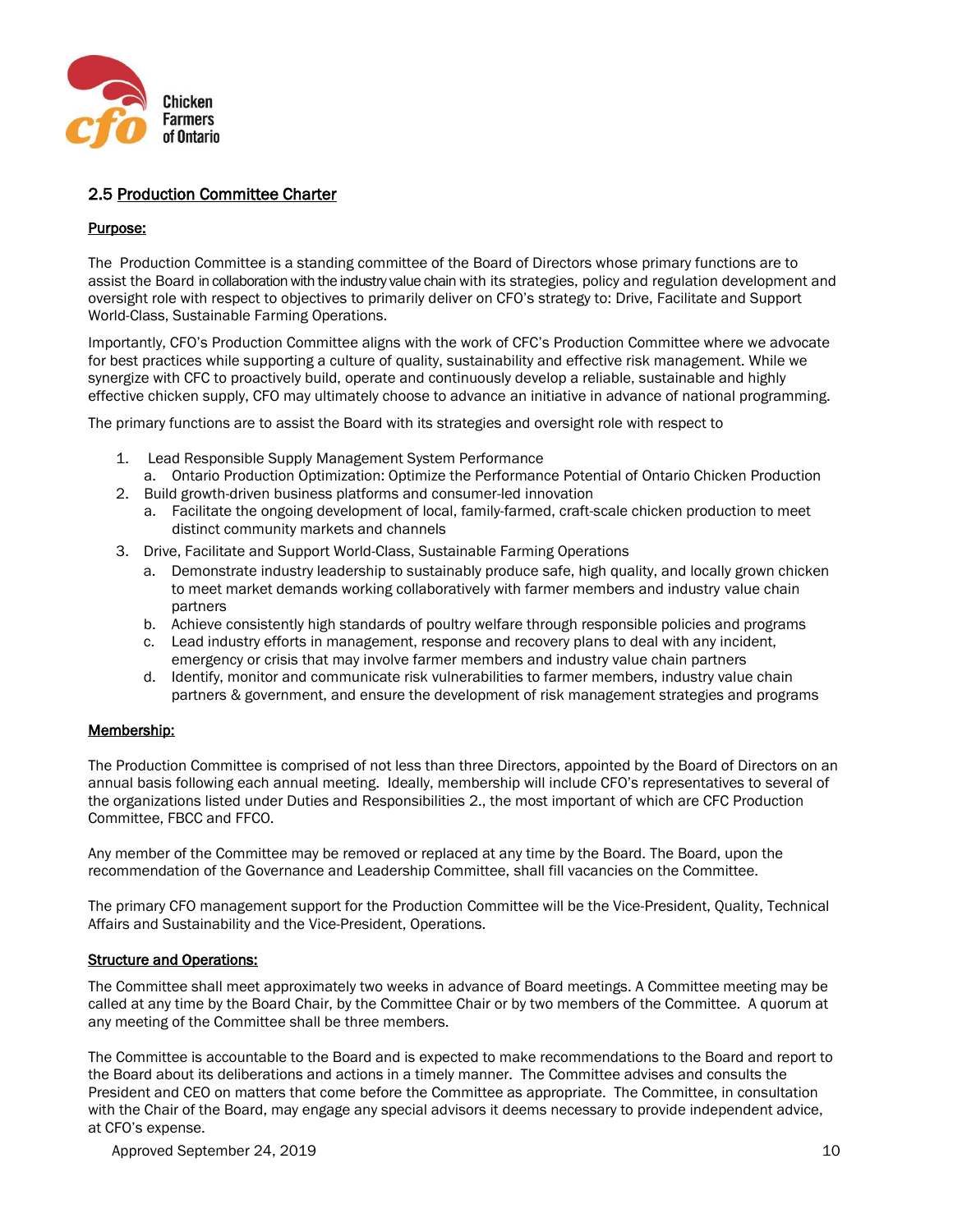## 2.5 Production Committee Charter

**Purpose:**

The Production Committee is a standing committee of the Board of Directors whose primary functions are to assist the Board in collaboration with the industry value chain with its strategies, policy and regulation development and oversight role with respect to objectives to primarily deliver on CFO's strategy to: Drive, Facilitate and Support World-Class, Sustainable Farming Operations.

Importantly, CFO's Production Committee aligns with the work of CFC's Production Committee where we advocate for best practices while supporting a culture of quality, sustainability and effective risk management. While we synergize with CFC to proactively build, operate and continuously develop a reliable, sustainable and highly effective chicken supply, CFO may ultimately choose to advance an initiative in advance of national programming.

The primary functions are to assist the Board with its strategies and oversight role with respect to

1. Lead Responsible Supply Management System Performance
   a. Ontario Production Optimization: Optimize the Performance Potential of Ontario Chicken Production
2. Build growth-driven business platforms and consumer-led innovation
   a. Facilitate the ongoing development of local, family-farmed, craft-scale chicken production to meet distinct community markets and channels
3. Drive, Facilitate and Support World-Class, Sustainable Farming Operations
   a. Demonstrate industry leadership to sustainably produce safe, high quality, and locally grown chicken to meet market demands working collaboratively with farmer members and industry value chain partners
   b. Achieve consistently high standards of poultry welfare through responsible policies and programs
   c. Lead industry efforts in management, response and recovery plans to deal with any incident, emergency or crisis that may involve farmer members and industry value chain partners
   d. Identify, monitor and communicate risk vulnerabilities to farmer members, industry value chain partners & government, and ensure the development of risk management strategies and programs

**Membership:**

The Production Committee is comprised of not less than three Directors, appointed by the Board of Directors on an annual basis following each annual meeting. Ideally, membership will include CFO's representatives to several of the organizations listed under Duties and Responsibilities 2., the most important of which are CFC Production Committee, FBCC and FFCO.

Any member of the Committee may be removed or replaced at any time by the Board. The Board, upon the recommendation of the Governance and Leadership Committee, shall fill vacancies on the Committee.

The primary CFO management support for the Production Committee will be the Vice-President, Quality, Technical Affairs and Sustainability and the Vice-President, Operations.

**Structure and Operations:**

The Committee shall meet approximately two weeks in advance of Board meetings. A Committee meeting may be called at any time by the Board Chair, by the Committee Chair or by two members of the Committee. A quorum at any meeting of the Committee shall be three members.

The Committee is accountable to the Board and is expected to make recommendations to the Board and report to the Board about its deliberations and actions in a timely manner. The Committee advises and consults the President and CEO on matters that come before the Committee as appropriate. The Committee, in consultation with the Chair of the Board, may engage any special advisors it deems necessary to provide independent advice, at CFO's expense.

Approved September 24, 2019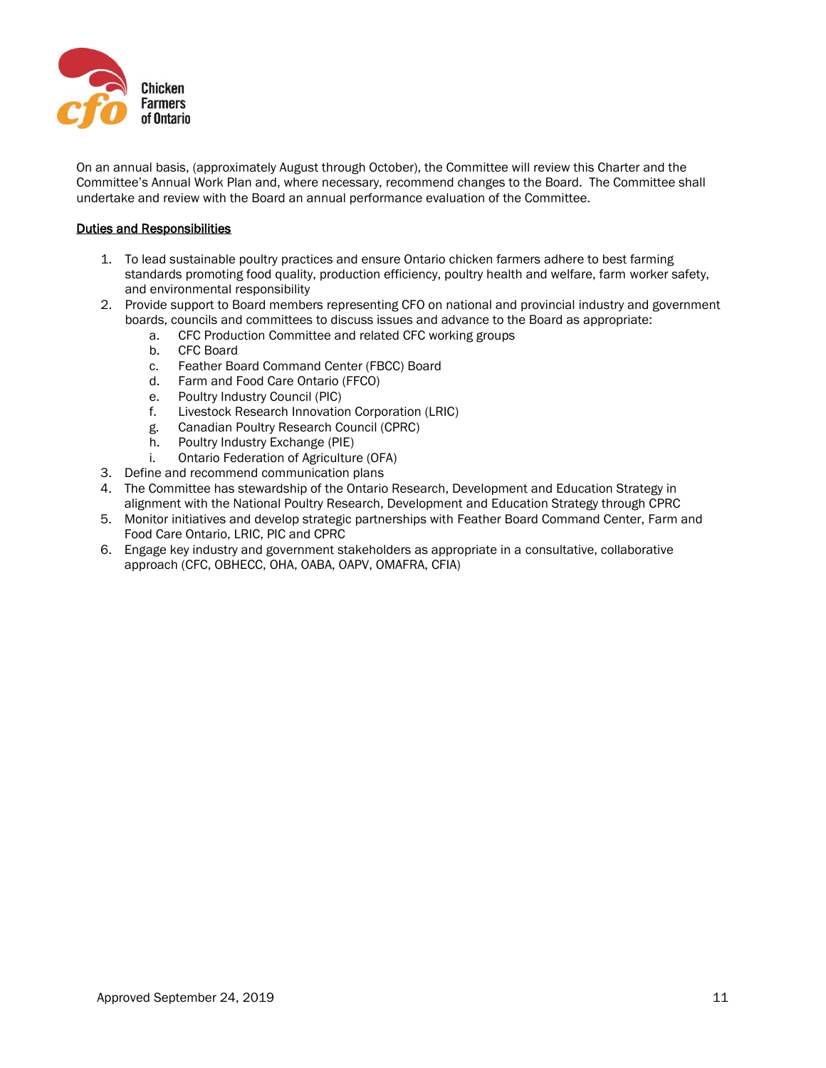On an annual basis, (approximately August through October), the Committee will review this Charter and the Committee's Annual Work Plan and, where necessary, recommend changes to the Board. The Committee shall undertake and review with the Board an annual performance evaluation of the Committee.

**Duties and Responsibilities**

1. To lead sustainable poultry practices and ensure Ontario chicken farmers adhere to best farming standards promoting food quality, production efficiency, poultry health and welfare, farm worker safety, and environmental responsibility
2. Provide support to Board members representing CFO on national and provincial industry and government boards, councils and committees to discuss issues and advance to the Board as appropriate:
    a. CFC Production Committee and related CFC working groups
    b. CFC Board
    c. Feather Board Command Center (FBCC) Board
    d. Farm and Food Care Ontario (FFCO)
    e. Poultry Industry Council (PIC)
    f. Livestock Research Innovation Corporation (LRIC)
    g. Canadian Poultry Research Council (CPRC)
    h. Poultry Industry Exchange (PIE)
    i. Ontario Federation of Agriculture (OFA)
3. Define and recommend communication plans
4. The Committee has stewardship of the Ontario Research, Development and Education Strategy in alignment with the National Poultry Research, Development and Education Strategy through CPRC
5. Monitor initiatives and develop strategic partnerships with Feather Board Command Center, Farm and Food Care Ontario, LRIC, PIC and CPRC
6. Engage key industry and government stakeholders as appropriate in a consultative, collaborative approach (CFC, OBHECC, OHA, OABA, OAPV, OMAFRA, CFIA)

Approved September 24, 2019